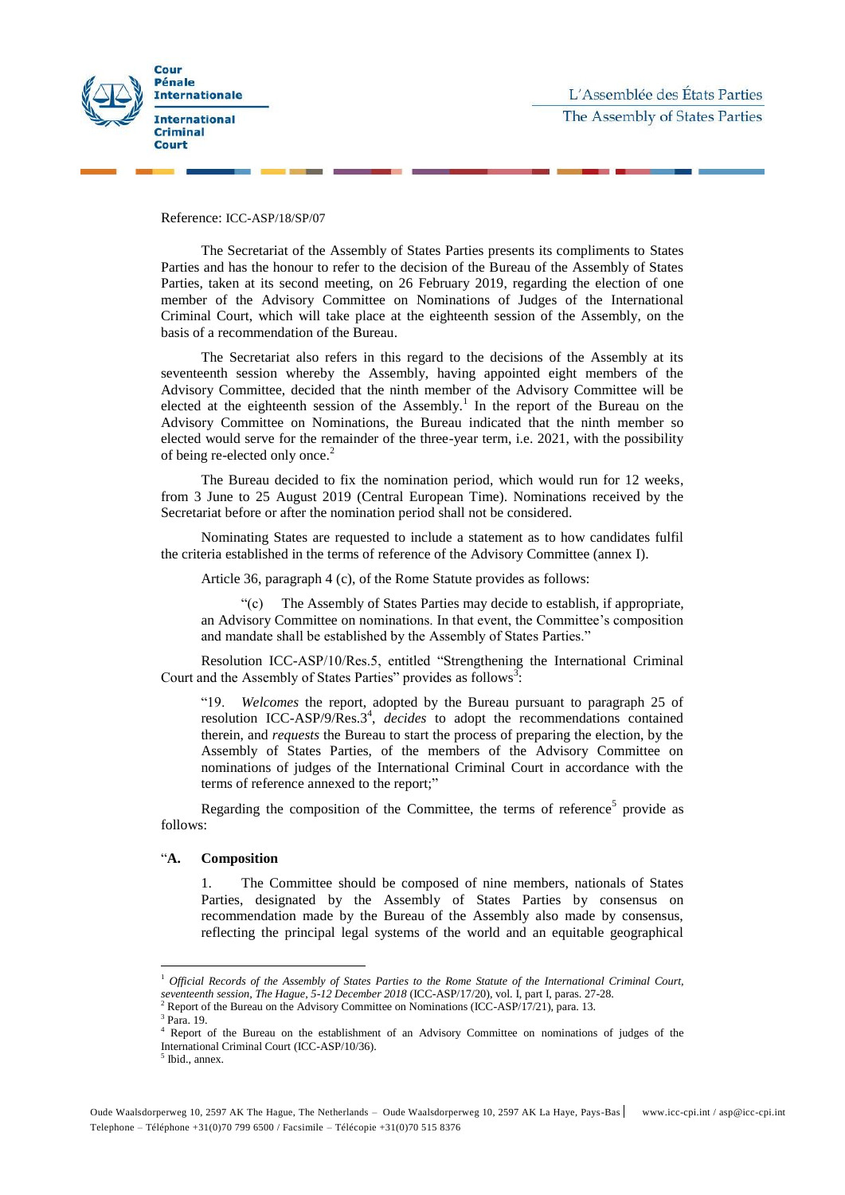Cour Pénale Internationale

International Criminal Court

L'Assemblée des États Parties
The Assembly of States Parties

Reference: ICC-ASP/18/SP/07

The Secretariat of the Assembly of States Parties presents its compliments to States Parties and has the honour to refer to the decision of the Bureau of the Assembly of States Parties, taken at its second meeting, on 26 February 2019, regarding the election of one member of the Advisory Committee on Nominations of Judges of the International Criminal Court, which will take place at the eighteenth session of the Assembly, on the basis of a recommendation of the Bureau.

The Secretariat also refers in this regard to the decisions of the Assembly at its seventeenth session whereby the Assembly, having appointed eight members of the Advisory Committee, decided that the ninth member of the Advisory Committee will be elected at the eighteenth session of the Assembly.[1] In the report of the Bureau on the Advisory Committee on Nominations, the Bureau indicated that the ninth member so elected would serve for the remainder of the three-year term, i.e. 2021, with the possibility of being re-elected only once.[2]

The Bureau decided to fix the nomination period, which would run for 12 weeks, from 3 June to 25 August 2019 (Central European Time). Nominations received by the Secretariat before or after the nomination period shall not be considered.

Nominating States are requested to include a statement as to how candidates fulfil the criteria established in the terms of reference of the Advisory Committee (annex I).

Article 36, paragraph 4 (c), of the Rome Statute provides as follows:

> "(c) The Assembly of States Parties may decide to establish, if appropriate, an Advisory Committee on nominations. In that event, the Committee's composition and mandate shall be established by the Assembly of States Parties."

Resolution ICC-ASP/10/Res.5, entitled "Strengthening the International Criminal Court and the Assembly of States Parties" provides as follows[3]:

> "19. *Welcomes* the report, adopted by the Bureau pursuant to paragraph 25 of resolution ICC-ASP/9/Res.3[4], *decides* to adopt the recommendations contained therein, and *requests* the Bureau to start the process of preparing the election, by the Assembly of States Parties, of the members of the Advisory Committee on nominations of judges of the International Criminal Court in accordance with the terms of reference annexed to the report;"

Regarding the composition of the Committee, the terms of reference[5] provide as follows:

"**A. Composition**

> 1. The Committee should be composed of nine members, nationals of States Parties, designated by the Assembly of States Parties by consensus on recommendation made by the Bureau of the Assembly also made by consensus, reflecting the principal legal systems of the world and an equitable geographical

---

[1] *Official Records of the Assembly of States Parties to the Rome Statute of the International Criminal Court, seventeenth session, The Hague, 5-12 December 2018* (ICC-ASP/17/20), vol. I, part I, paras. 27-28.

[2] Report of the Bureau on the Advisory Committee on Nominations (ICC-ASP/17/21), para. 13.

[3] Para. 19.

[4] Report of the Bureau on the establishment of an Advisory Committee on nominations of judges of the International Criminal Court (ICC-ASP/10/36).

[5] Ibid., annex.

Oude Waalsdorperweg 10, 2597 AK The Hague, The Netherlands – Oude Waalsdorperweg 10, 2597 AK La Haye, Pays-Bas | www.icc-cpi.int / asp@icc-cpi.int
Telephone – Téléphone +31(0)70 799 6500 / Facsimile – Télécopie +31(0)70 515 8376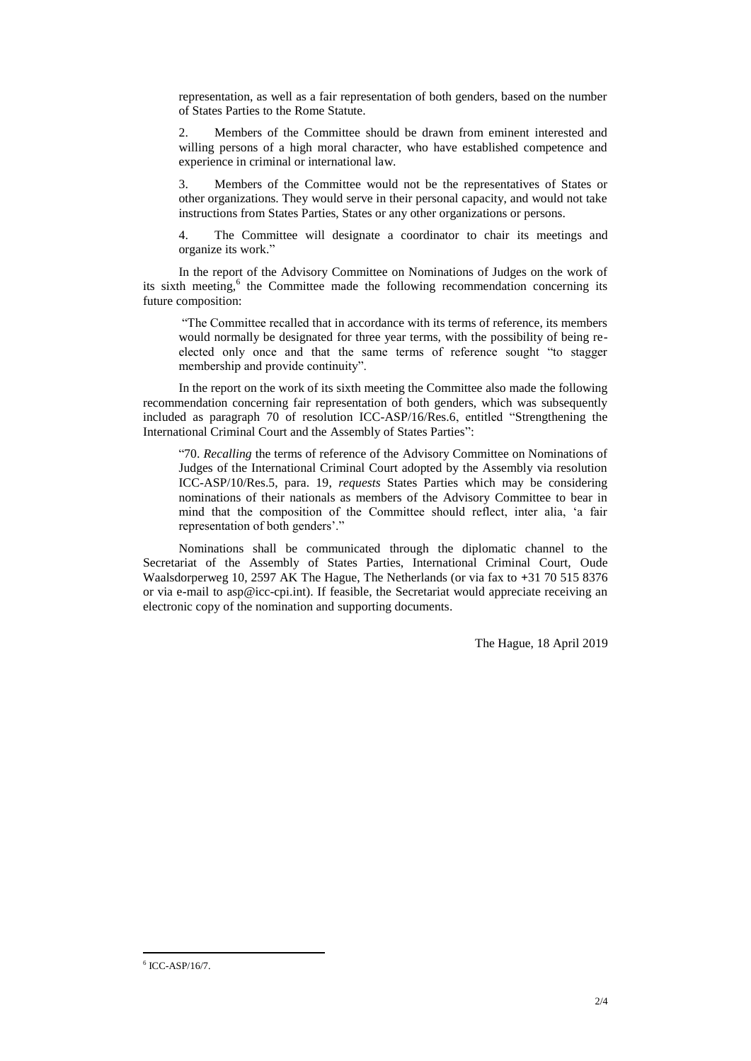representation, as well as a fair representation of both genders, based on the number of States Parties to the Rome Statute.

2. Members of the Committee should be drawn from eminent interested and willing persons of a high moral character, who have established competence and experience in criminal or international law.

3. Members of the Committee would not be the representatives of States or other organizations. They would serve in their personal capacity, and would not take instructions from States Parties, States or any other organizations or persons.

4. The Committee will designate a coordinator to chair its meetings and organize its work."

In the report of the Advisory Committee on Nominations of Judges on the work of its sixth meeting,[6] the Committee made the following recommendation concerning its future composition:

"The Committee recalled that in accordance with its terms of reference, its members would normally be designated for three year terms, with the possibility of being re-elected only once and that the same terms of reference sought "to stagger membership and provide continuity".

In the report on the work of its sixth meeting the Committee also made the following recommendation concerning fair representation of both genders, which was subsequently included as paragraph 70 of resolution ICC-ASP/16/Res.6, entitled "Strengthening the International Criminal Court and the Assembly of States Parties":

"70. *Recalling* the terms of reference of the Advisory Committee on Nominations of Judges of the International Criminal Court adopted by the Assembly via resolution ICC-ASP/10/Res.5, para. 19, *requests* States Parties which may be considering nominations of their nationals as members of the Advisory Committee to bear in mind that the composition of the Committee should reflect, inter alia, 'a fair representation of both genders'."

Nominations shall be communicated through the diplomatic channel to the Secretariat of the Assembly of States Parties, International Criminal Court, Oude Waalsdorperweg 10, 2597 AK The Hague, The Netherlands (or via fax to +31 70 515 8376 or via e-mail to asp@icc-cpi.int). If feasible, the Secretariat would appreciate receiving an electronic copy of the nomination and supporting documents.

The Hague, 18 April 2019

[6] ICC-ASP/16/7.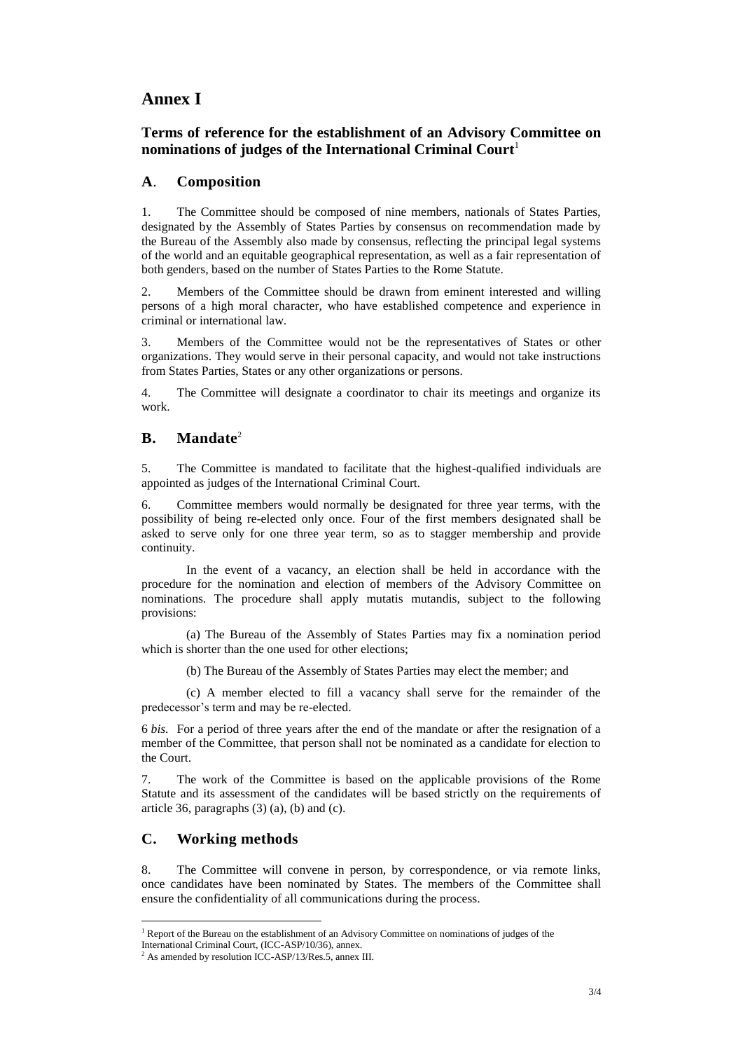# Annex I

## Terms of reference for the establishment of an Advisory Committee on nominations of judges of the International Criminal Court[1]

### A. Composition

1. The Committee should be composed of nine members, nationals of States Parties, designated by the Assembly of States Parties by consensus on recommendation made by the Bureau of the Assembly also made by consensus, reflecting the principal legal systems of the world and an equitable geographical representation, as well as a fair representation of both genders, based on the number of States Parties to the Rome Statute.

2. Members of the Committee should be drawn from eminent interested and willing persons of a high moral character, who have established competence and experience in criminal or international law.

3. Members of the Committee would not be the representatives of States or other organizations. They would serve in their personal capacity, and would not take instructions from States Parties, States or any other organizations or persons.

4. The Committee will designate a coordinator to chair its meetings and organize its work.

### B. Mandate[2]

5. The Committee is mandated to facilitate that the highest-qualified individuals are appointed as judges of the International Criminal Court.

6. Committee members would normally be designated for three year terms, with the possibility of being re-elected only once. Four of the first members designated shall be asked to serve only for one three year term, so as to stagger membership and provide continuity.

In the event of a vacancy, an election shall be held in accordance with the procedure for the nomination and election of members of the Advisory Committee on nominations. The procedure shall apply mutatis mutandis, subject to the following provisions:

(a) The Bureau of the Assembly of States Parties may fix a nomination period which is shorter than the one used for other elections;

(b) The Bureau of the Assembly of States Parties may elect the member; and

(c) A member elected to fill a vacancy shall serve for the remainder of the predecessor's term and may be re-elected.

6 *bis.* For a period of three years after the end of the mandate or after the resignation of a member of the Committee, that person shall not be nominated as a candidate for election to the Court.

7. The work of the Committee is based on the applicable provisions of the Rome Statute and its assessment of the candidates will be based strictly on the requirements of article 36, paragraphs (3) (a), (b) and (c).

### C. Working methods

8. The Committee will convene in person, by correspondence, or via remote links, once candidates have been nominated by States. The members of the Committee shall ensure the confidentiality of all communications during the process.

---

[1] Report of the Bureau on the establishment of an Advisory Committee on nominations of judges of the International Criminal Court, (ICC-ASP/10/36), annex.

[2] As amended by resolution ICC-ASP/13/Res.5, annex III.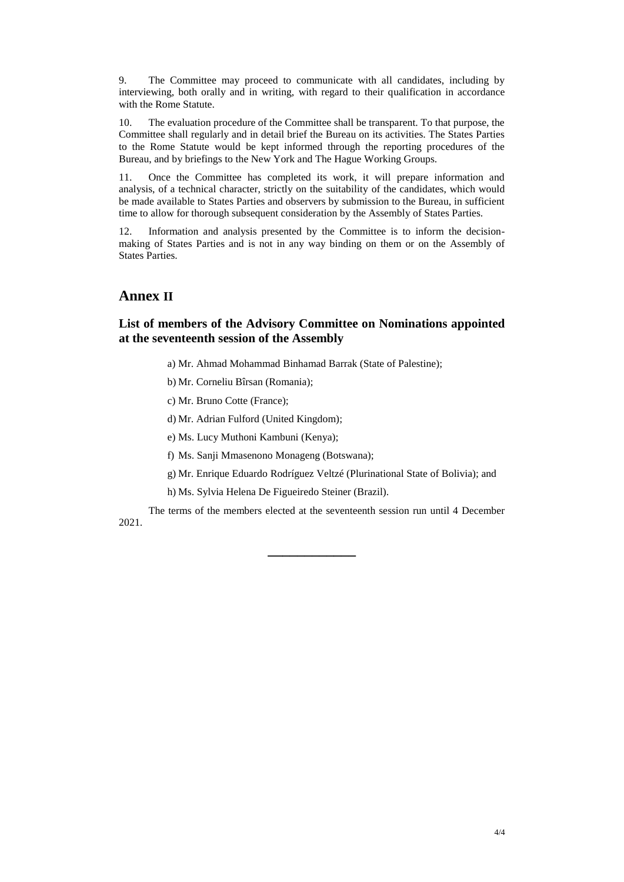9. The Committee may proceed to communicate with all candidates, including by interviewing, both orally and in writing, with regard to their qualification in accordance with the Rome Statute.

10. The evaluation procedure of the Committee shall be transparent. To that purpose, the Committee shall regularly and in detail brief the Bureau on its activities. The States Parties to the Rome Statute would be kept informed through the reporting procedures of the Bureau, and by briefings to the New York and The Hague Working Groups.

11. Once the Committee has completed its work, it will prepare information and analysis, of a technical character, strictly on the suitability of the candidates, which would be made available to States Parties and observers by submission to the Bureau, in sufficient time to allow for thorough subsequent consideration by the Assembly of States Parties.

12. Information and analysis presented by the Committee is to inform the decision-making of States Parties and is not in any way binding on them or on the Assembly of States Parties.

# Annex II

## List of members of the Advisory Committee on Nominations appointed at the seventeenth session of the Assembly

a) Mr. Ahmad Mohammad Binhamad Barrak (State of Palestine);

b) Mr. Corneliu Bîrsan (Romania);

c) Mr. Bruno Cotte (France);

d) Mr. Adrian Fulford (United Kingdom);

e) Ms. Lucy Muthoni Kambuni (Kenya);

f) Ms. Sanji Mmasenono Monageng (Botswana);

g) Mr. Enrique Eduardo Rodríguez Veltzé (Plurinational State of Bolivia); and

h) Ms. Sylvia Helena De Figueiredo Steiner (Brazil).

The terms of the members elected at the seventeenth session run until 4 December 2021.

____________